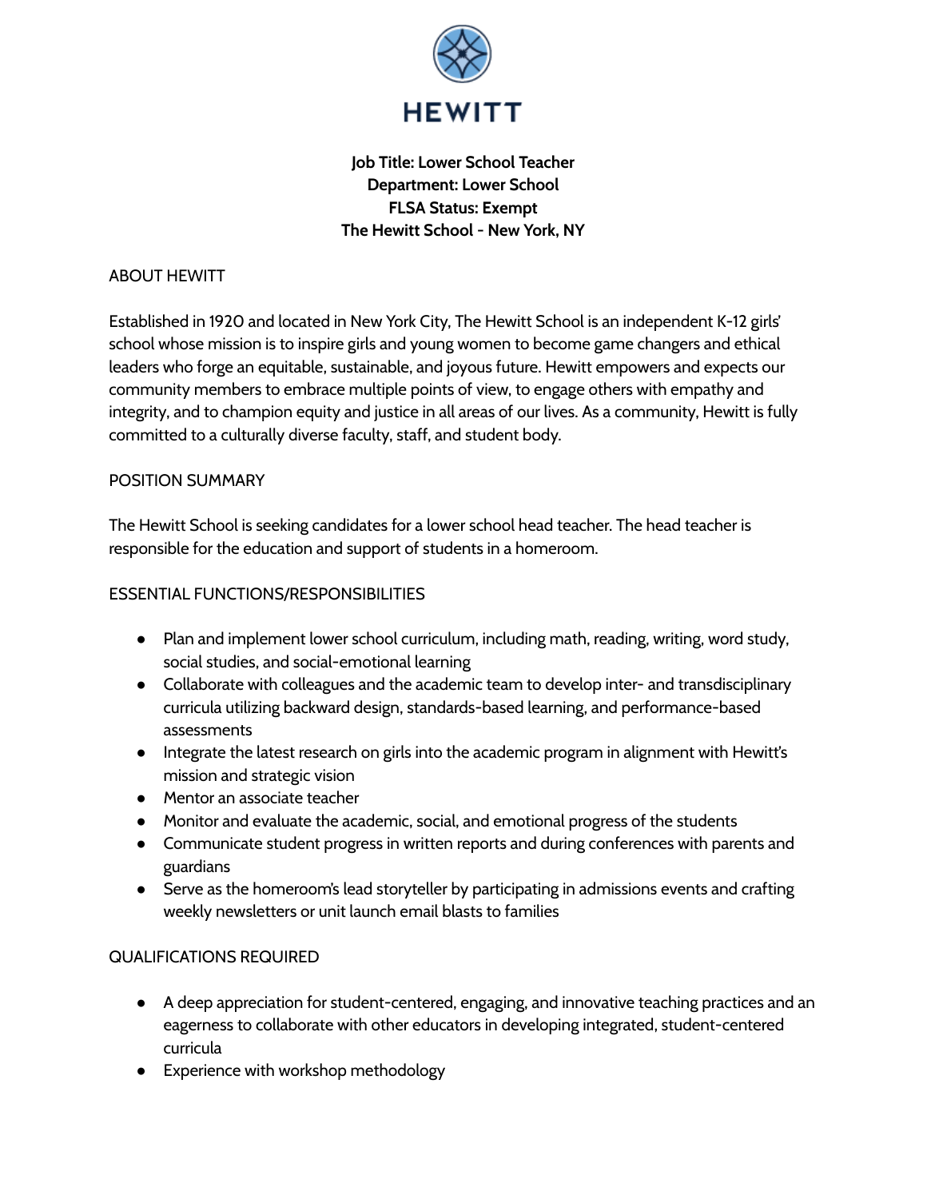# HEWITT

**Job Title: Lower School Teacher**
**Department: Lower School**
**FLSA Status: Exempt**
**The Hewitt School - New York, NY**

## ABOUT HEWITT

Established in 1920 and located in New York City, The Hewitt School is an independent K-12 girls' school whose mission is to inspire girls and young women to become game changers and ethical leaders who forge an equitable, sustainable, and joyous future. Hewitt empowers and expects our community members to embrace multiple points of view, to engage others with empathy and integrity, and to champion equity and justice in all areas of our lives. As a community, Hewitt is fully committed to a culturally diverse faculty, staff, and student body.

## POSITION SUMMARY

The Hewitt School is seeking candidates for a lower school head teacher. The head teacher is responsible for the education and support of students in a homeroom.

## ESSENTIAL FUNCTIONS/RESPONSIBILITIES

- Plan and implement lower school curriculum, including math, reading, writing, word study, social studies, and social-emotional learning
- Collaborate with colleagues and the academic team to develop inter- and transdisciplinary curricula utilizing backward design, standards-based learning, and performance-based assessments
- Integrate the latest research on girls into the academic program in alignment with Hewitt's mission and strategic vision
- Mentor an associate teacher
- Monitor and evaluate the academic, social, and emotional progress of the students
- Communicate student progress in written reports and during conferences with parents and guardians
- Serve as the homeroom's lead storyteller by participating in admissions events and crafting weekly newsletters or unit launch email blasts to families

## QUALIFICATIONS REQUIRED

- A deep appreciation for student-centered, engaging, and innovative teaching practices and an eagerness to collaborate with other educators in developing integrated, student-centered curricula
- Experience with workshop methodology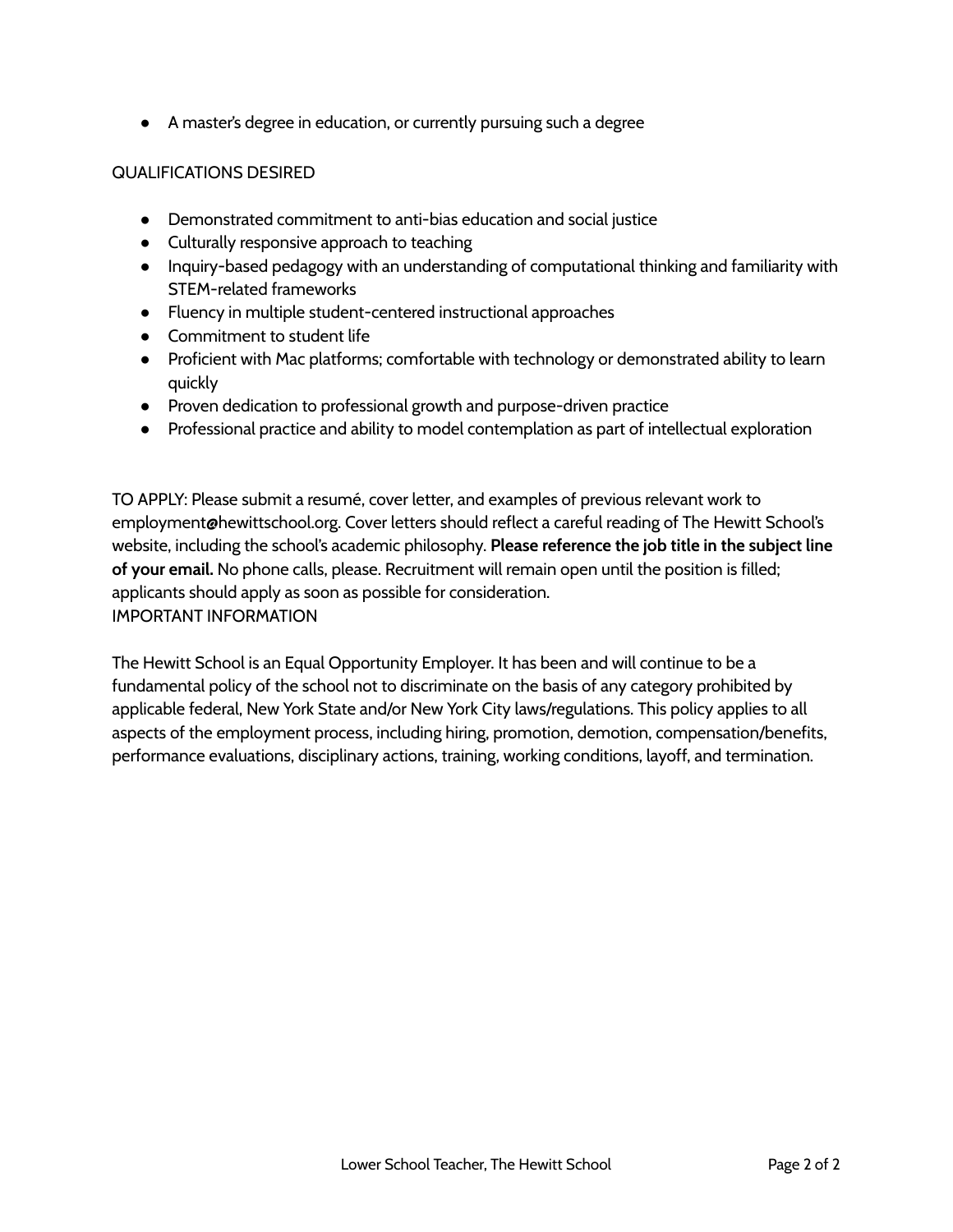- A master's degree in education, or currently pursuing such a degree

QUALIFICATIONS DESIRED

- Demonstrated commitment to anti-bias education and social justice
- Culturally responsive approach to teaching
- Inquiry-based pedagogy with an understanding of computational thinking and familiarity with STEM-related frameworks
- Fluency in multiple student-centered instructional approaches
- Commitment to student life
- Proficient with Mac platforms; comfortable with technology or demonstrated ability to learn quickly
- Proven dedication to professional growth and purpose-driven practice
- Professional practice and ability to model contemplation as part of intellectual exploration

TO APPLY: Please submit a resumé, cover letter, and examples of previous relevant work to employment@hewittschool.org. Cover letters should reflect a careful reading of The Hewitt School's website, including the school's academic philosophy. **Please reference the job title in the subject line of your email.** No phone calls, please. Recruitment will remain open until the position is filled; applicants should apply as soon as possible for consideration.

IMPORTANT INFORMATION

The Hewitt School is an Equal Opportunity Employer. It has been and will continue to be a fundamental policy of the school not to discriminate on the basis of any category prohibited by applicable federal, New York State and/or New York City laws/regulations. This policy applies to all aspects of the employment process, including hiring, promotion, demotion, compensation/benefits, performance evaluations, disciplinary actions, training, working conditions, layoff, and termination.